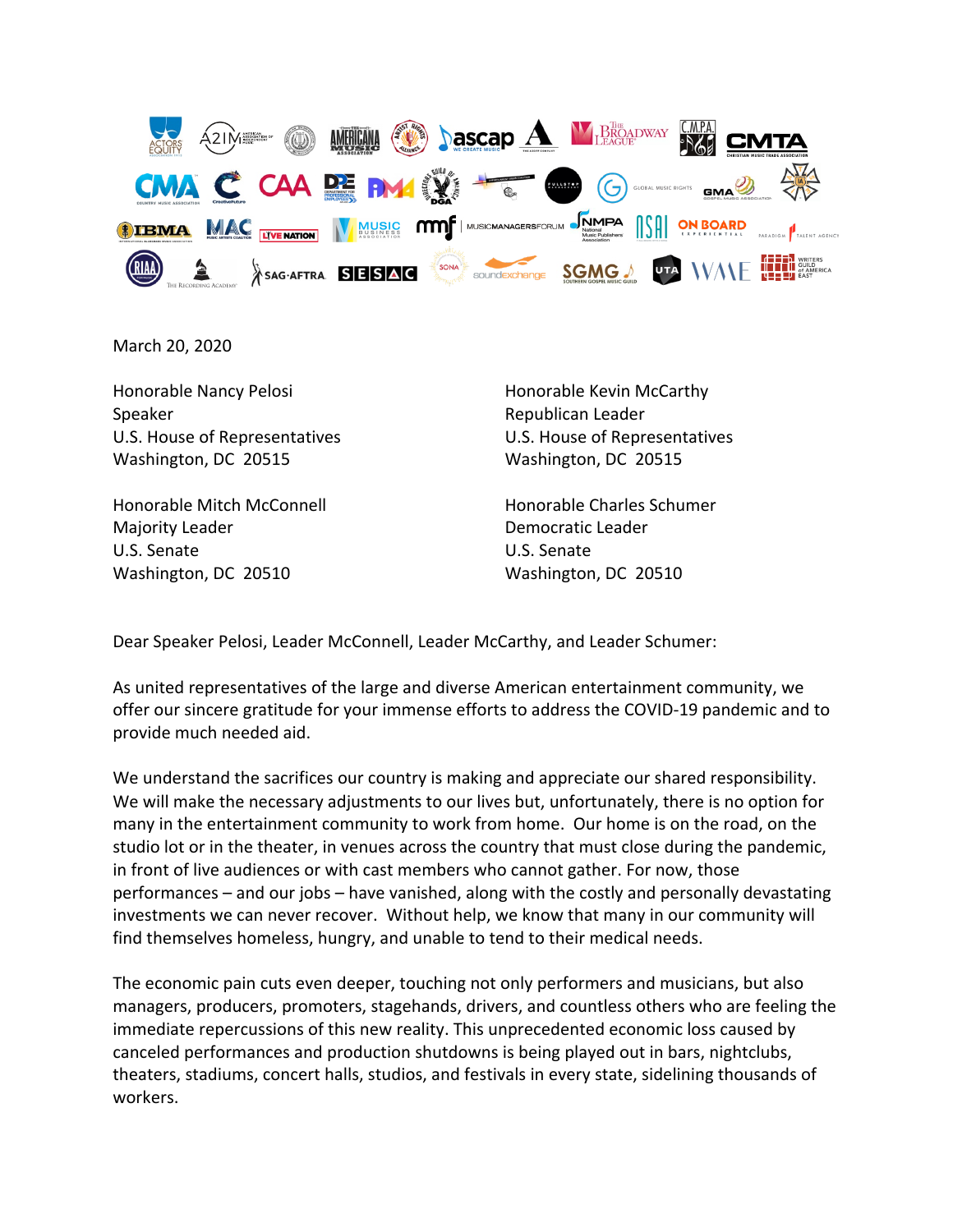March 20, 2020

Honorable Nancy Pelosi
Speaker
U.S. House of Representatives
Washington, DC 20515

Honorable Kevin McCarthy
Republican Leader
U.S. House of Representatives
Washington, DC 20515

Honorable Mitch McConnell
Majority Leader
U.S. Senate
Washington, DC 20510

Honorable Charles Schumer
Democratic Leader
U.S. Senate
Washington, DC 20510

Dear Speaker Pelosi, Leader McConnell, Leader McCarthy, and Leader Schumer:

As united representatives of the large and diverse American entertainment community, we offer our sincere gratitude for your immense efforts to address the COVID-19 pandemic and to provide much needed aid.

We understand the sacrifices our country is making and appreciate our shared responsibility. We will make the necessary adjustments to our lives but, unfortunately, there is no option for many in the entertainment community to work from home. Our home is on the road, on the studio lot or in the theater, in venues across the country that must close during the pandemic, in front of live audiences or with cast members who cannot gather. For now, those performances – and our jobs – have vanished, along with the costly and personally devastating investments we can never recover. Without help, we know that many in our community will find themselves homeless, hungry, and unable to tend to their medical needs.

The economic pain cuts even deeper, touching not only performers and musicians, but also managers, producers, promoters, stagehands, drivers, and countless others who are feeling the immediate repercussions of this new reality. This unprecedented economic loss caused by canceled performances and production shutdowns is being played out in bars, nightclubs, theaters, stadiums, concert halls, studios, and festivals in every state, sidelining thousands of workers.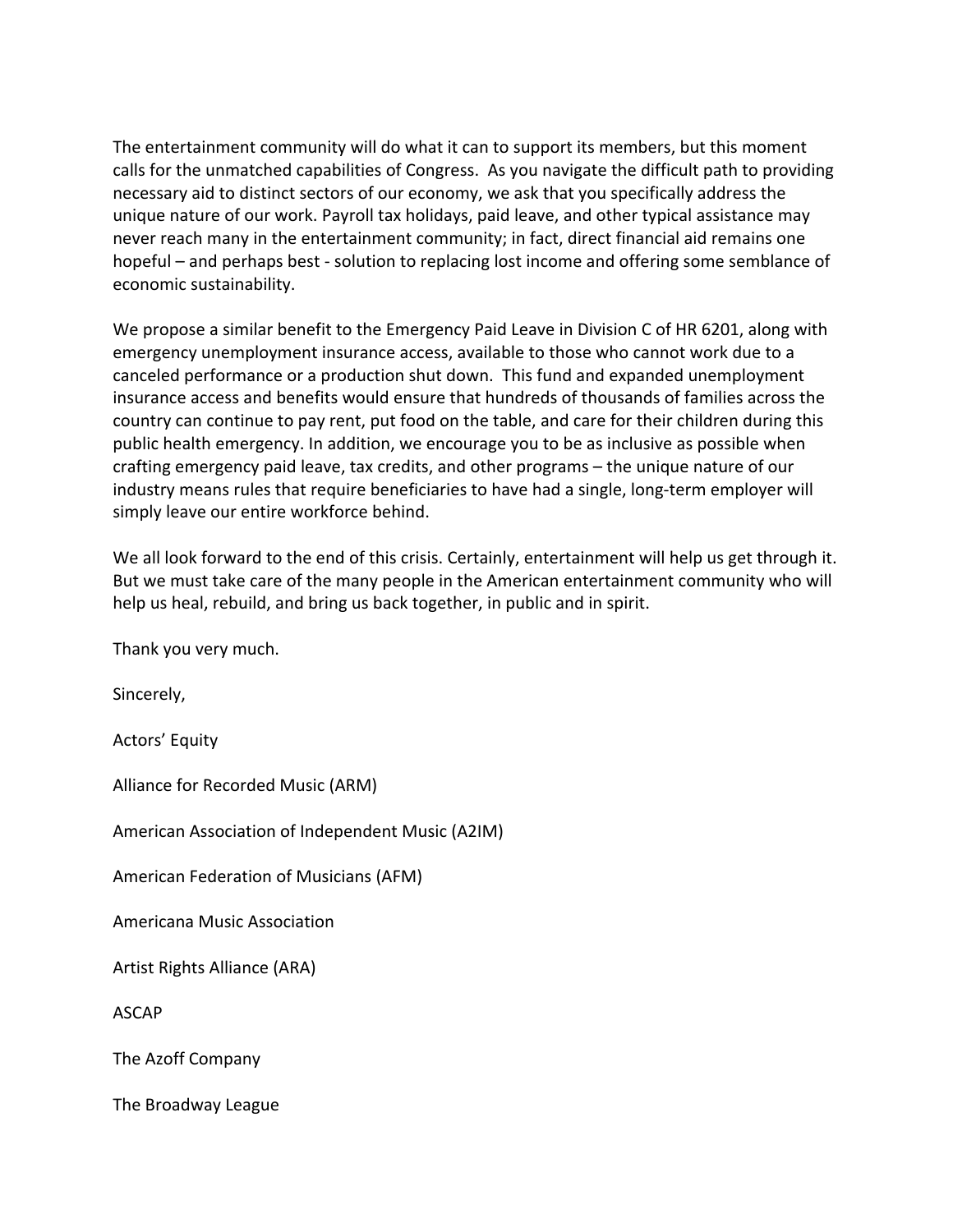The entertainment community will do what it can to support its members, but this moment calls for the unmatched capabilities of Congress. As you navigate the difficult path to providing necessary aid to distinct sectors of our economy, we ask that you specifically address the unique nature of our work. Payroll tax holidays, paid leave, and other typical assistance may never reach many in the entertainment community; in fact, direct financial aid remains one hopeful – and perhaps best - solution to replacing lost income and offering some semblance of economic sustainability.

We propose a similar benefit to the Emergency Paid Leave in Division C of HR 6201, along with emergency unemployment insurance access, available to those who cannot work due to a canceled performance or a production shut down. This fund and expanded unemployment insurance access and benefits would ensure that hundreds of thousands of families across the country can continue to pay rent, put food on the table, and care for their children during this public health emergency. In addition, we encourage you to be as inclusive as possible when crafting emergency paid leave, tax credits, and other programs – the unique nature of our industry means rules that require beneficiaries to have had a single, long-term employer will simply leave our entire workforce behind.

We all look forward to the end of this crisis. Certainly, entertainment will help us get through it. But we must take care of the many people in the American entertainment community who will help us heal, rebuild, and bring us back together, in public and in spirit.

Thank you very much.

Sincerely,

Actors' Equity

Alliance for Recorded Music (ARM)

American Association of Independent Music (A2IM)

American Federation of Musicians (AFM)

Americana Music Association

Artist Rights Alliance (ARA)

ASCAP

The Azoff Company

The Broadway League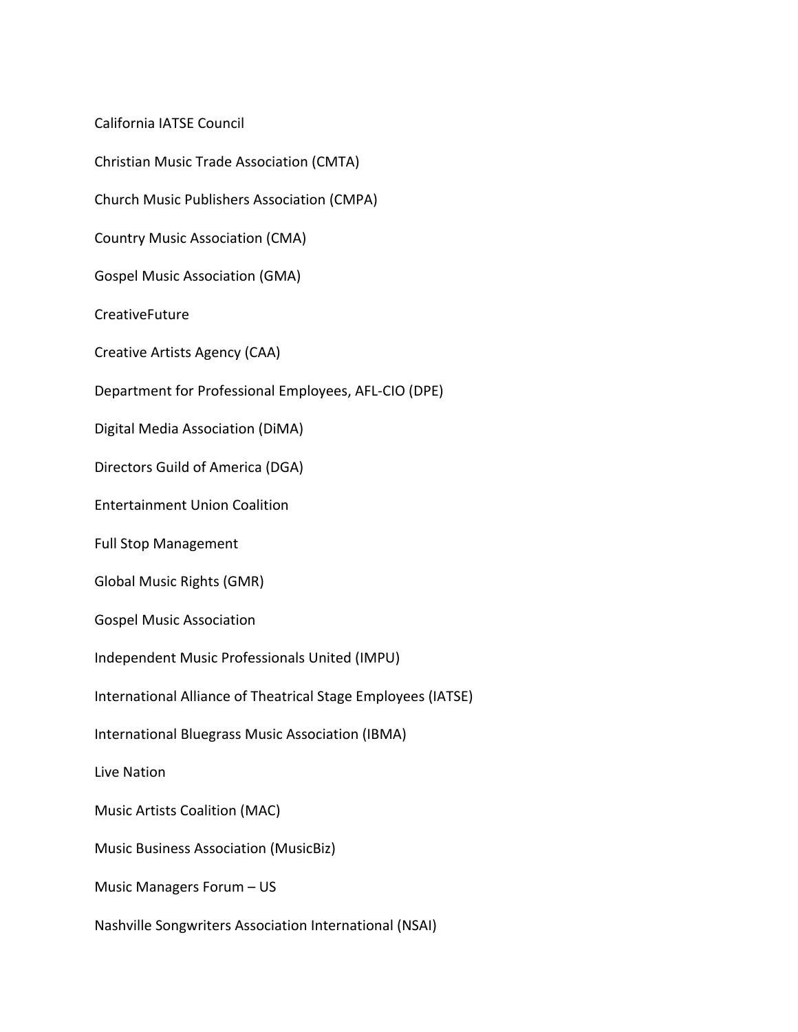California IATSE Council

Christian Music Trade Association (CMTA)

Church Music Publishers Association (CMPA)

Country Music Association (CMA)

Gospel Music Association (GMA)

CreativeFuture

Creative Artists Agency (CAA)

Department for Professional Employees, AFL-CIO (DPE)

Digital Media Association (DiMA)

Directors Guild of America (DGA)

Entertainment Union Coalition

Full Stop Management

Global Music Rights (GMR)

Gospel Music Association

Independent Music Professionals United (IMPU)

International Alliance of Theatrical Stage Employees (IATSE)

International Bluegrass Music Association (IBMA)

Live Nation

Music Artists Coalition (MAC)

Music Business Association (MusicBiz)

Music Managers Forum – US

Nashville Songwriters Association International (NSAI)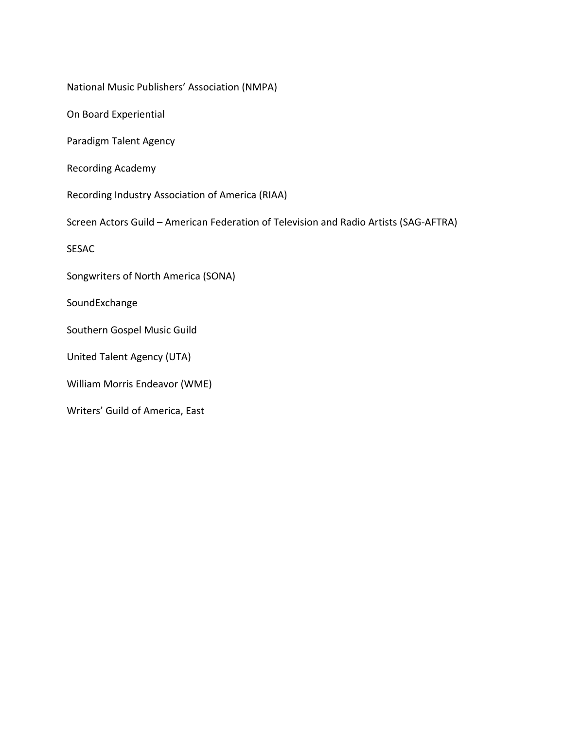National Music Publishers' Association (NMPA)

On Board Experiential

Paradigm Talent Agency

Recording Academy

Recording Industry Association of America (RIAA)

Screen Actors Guild – American Federation of Television and Radio Artists (SAG-AFTRA)

SESAC

Songwriters of North America (SONA)

SoundExchange

Southern Gospel Music Guild

United Talent Agency (UTA)

William Morris Endeavor (WME)

Writers' Guild of America, East